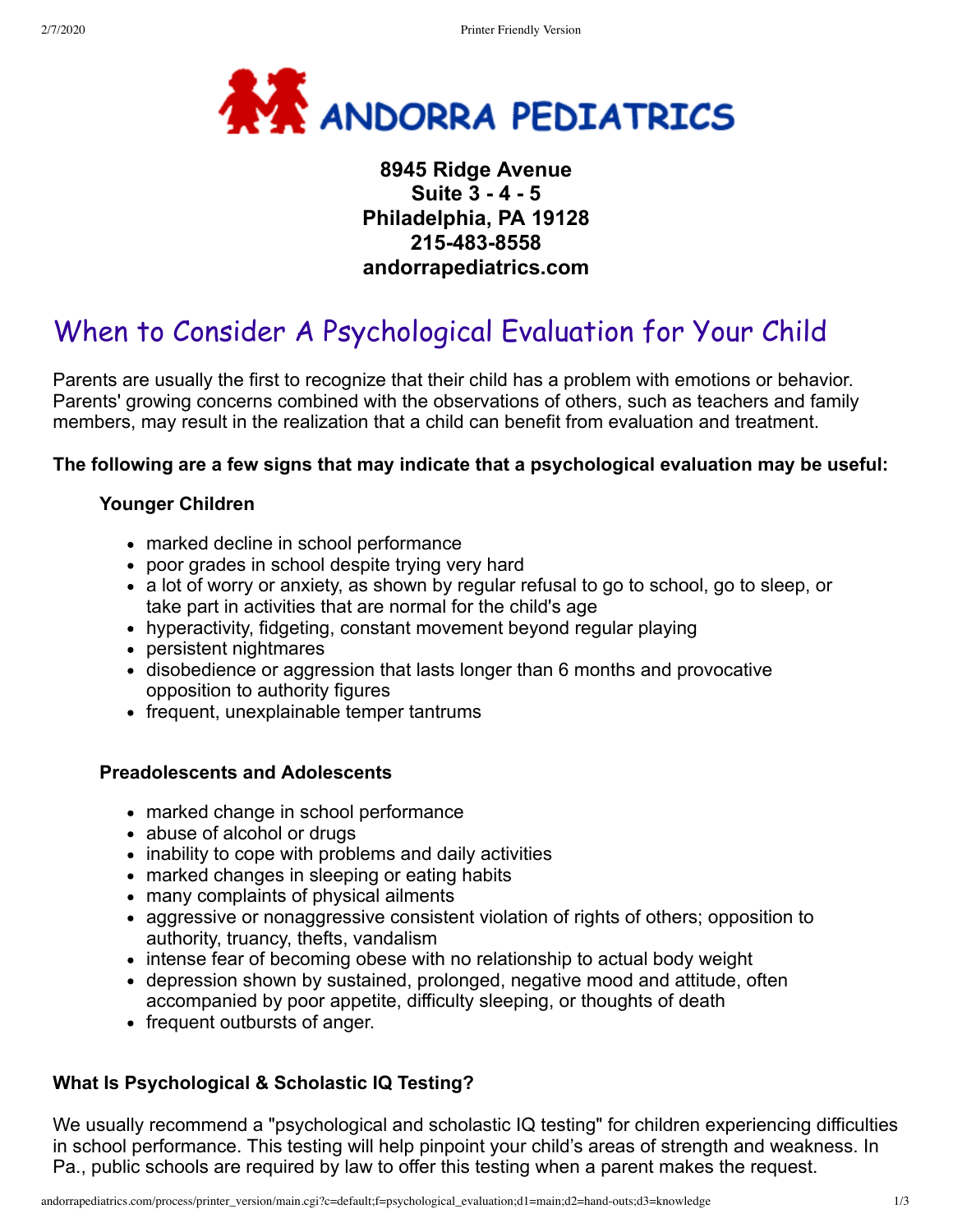# ANDORRA PEDIATRICS

**8945 Ridge Avenue**
**Suite 3 - 4 - 5**
**Philadelphia, PA 19128**
**215-483-8558**
**andorrapediatrics.com**

## When to Consider A Psychological Evaluation for Your Child

Parents are usually the first to recognize that their child has a problem with emotions or behavior. Parents' growing concerns combined with the observations of others, such as teachers and family members, may result in the realization that a child can benefit from evaluation and treatment.

**The following are a few signs that may indicate that a psychological evaluation may be useful:**

**Younger Children**

- marked decline in school performance
- poor grades in school despite trying very hard
- a lot of worry or anxiety, as shown by regular refusal to go to school, go to sleep, or take part in activities that are normal for the child's age
- hyperactivity, fidgeting, constant movement beyond regular playing
- persistent nightmares
- disobedience or aggression that lasts longer than 6 months and provocative opposition to authority figures
- frequent, unexplainable temper tantrums

**Preadolescents and Adolescents**

- marked change in school performance
- abuse of alcohol or drugs
- inability to cope with problems and daily activities
- marked changes in sleeping or eating habits
- many complaints of physical ailments
- aggressive or nonaggressive consistent violation of rights of others; opposition to authority, truancy, thefts, vandalism
- intense fear of becoming obese with no relationship to actual body weight
- depression shown by sustained, prolonged, negative mood and attitude, often accompanied by poor appetite, difficulty sleeping, or thoughts of death
- frequent outbursts of anger.

### What Is Psychological & Scholastic IQ Testing?

We usually recommend a "psychological and scholastic IQ testing" for children experiencing difficulties in school performance. This testing will help pinpoint your child's areas of strength and weakness. In Pa., public schools are required by law to offer this testing when a parent makes the request.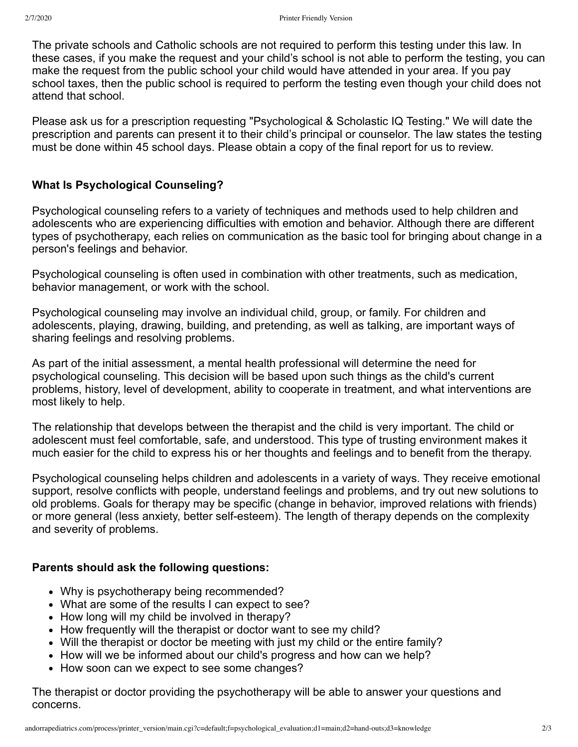The private schools and Catholic schools are not required to perform this testing under this law. In these cases, if you make the request and your child's school is not able to perform the testing, you can make the request from the public school your child would have attended in your area. If you pay school taxes, then the public school is required to perform the testing even though your child does not attend that school.

Please ask us for a prescription requesting "Psychological & Scholastic IQ Testing." We will date the prescription and parents can present it to their child's principal or counselor. The law states the testing must be done within 45 school days. Please obtain a copy of the final report for us to review.

**What Is Psychological Counseling?**

Psychological counseling refers to a variety of techniques and methods used to help children and adolescents who are experiencing difficulties with emotion and behavior. Although there are different types of psychotherapy, each relies on communication as the basic tool for bringing about change in a person's feelings and behavior.

Psychological counseling is often used in combination with other treatments, such as medication, behavior management, or work with the school.

Psychological counseling may involve an individual child, group, or family. For children and adolescents, playing, drawing, building, and pretending, as well as talking, are important ways of sharing feelings and resolving problems.

As part of the initial assessment, a mental health professional will determine the need for psychological counseling. This decision will be based upon such things as the child's current problems, history, level of development, ability to cooperate in treatment, and what interventions are most likely to help.

The relationship that develops between the therapist and the child is very important. The child or adolescent must feel comfortable, safe, and understood. This type of trusting environment makes it much easier for the child to express his or her thoughts and feelings and to benefit from the therapy.

Psychological counseling helps children and adolescents in a variety of ways. They receive emotional support, resolve conflicts with people, understand feelings and problems, and try out new solutions to old problems. Goals for therapy may be specific (change in behavior, improved relations with friends) or more general (less anxiety, better self-esteem). The length of therapy depends on the complexity and severity of problems.

**Parents should ask the following questions:**

- Why is psychotherapy being recommended?
- What are some of the results I can expect to see?
- How long will my child be involved in therapy?
- How frequently will the therapist or doctor want to see my child?
- Will the therapist or doctor be meeting with just my child or the entire family?
- How will we be informed about our child's progress and how can we help?
- How soon can we expect to see some changes?

The therapist or doctor providing the psychotherapy will be able to answer your questions and concerns.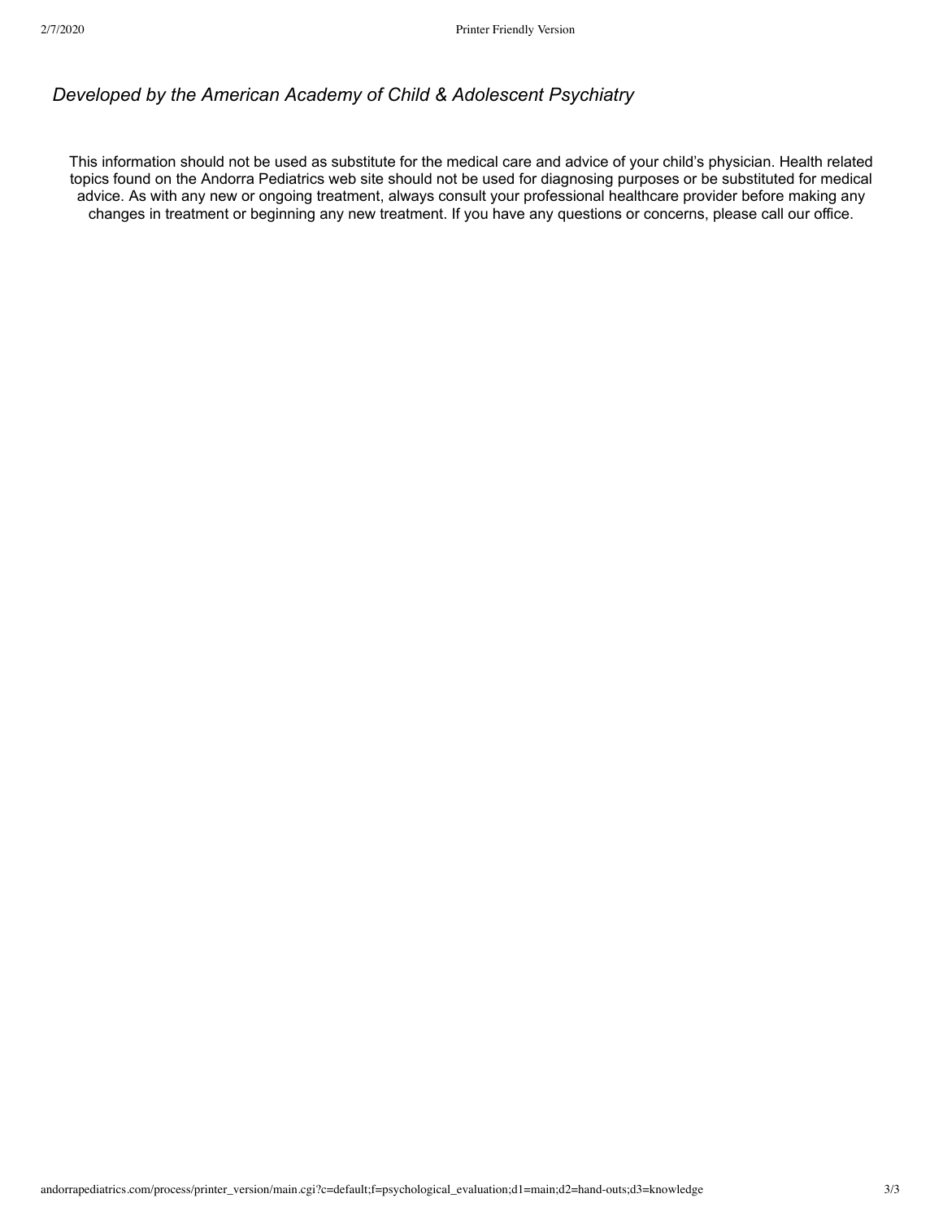*Developed by the American Academy of Child & Adolescent Psychiatry*

This information should not be used as substitute for the medical care and advice of your child's physician. Health related topics found on the Andorra Pediatrics web site should not be used for diagnosing purposes or be substituted for medical advice. As with any new or ongoing treatment, always consult your professional healthcare provider before making any changes in treatment or beginning any new treatment. If you have any questions or concerns, please call our office.